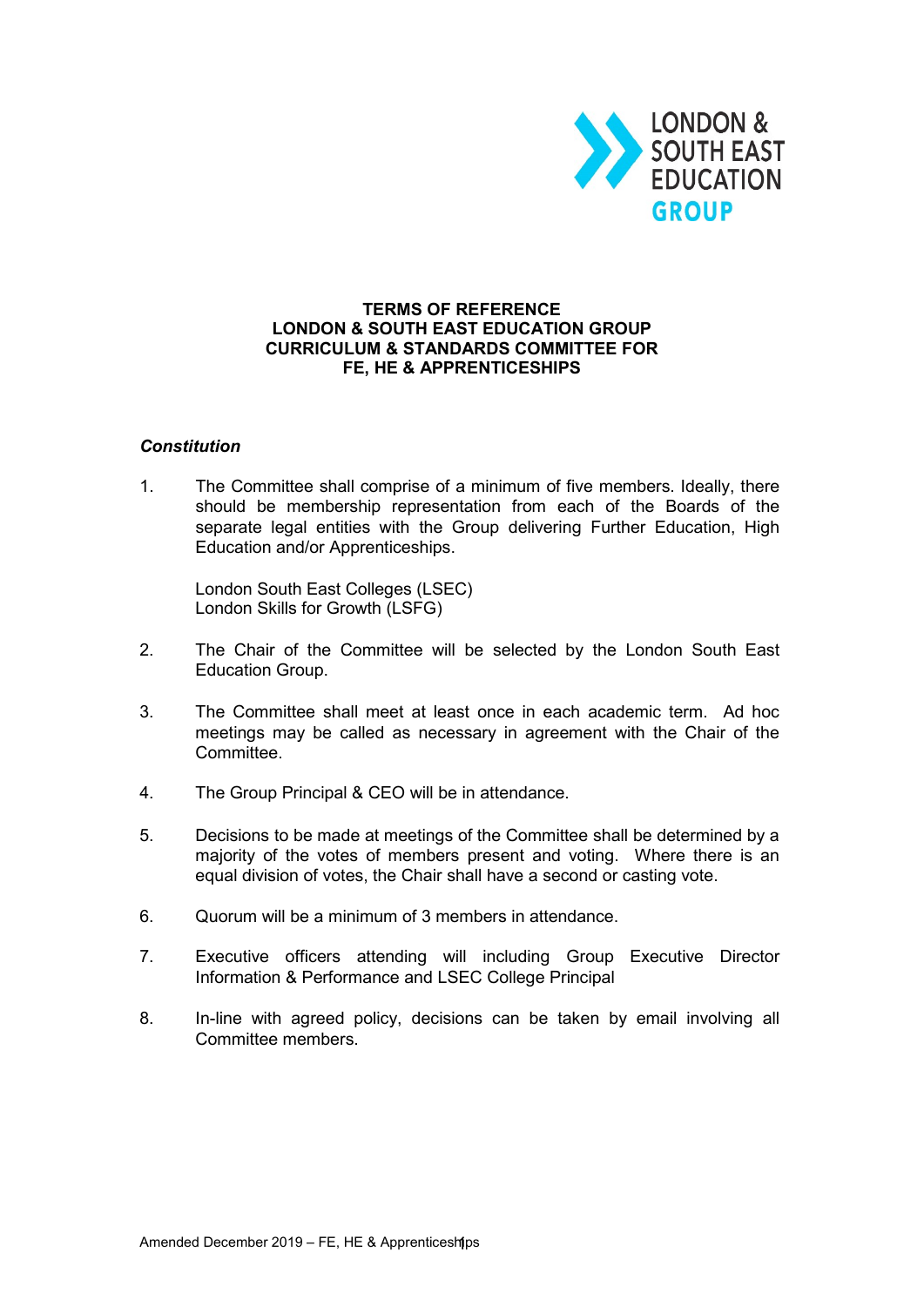LONDON & SOUTH EAST EDUCATION GROUP

# TERMS OF REFERENCE
# LONDON & SOUTH EAST EDUCATION GROUP
# CURRICULUM & STANDARDS COMMITTEE FOR FE, HE & APPRENTICESHIPS

***Constitution***

1. The Committee shall comprise of a minimum of five members. Ideally, there should be membership representation from each of the Boards of the separate legal entities with the Group delivering Further Education, High Education and/or Apprenticeships.

   London South East Colleges (LSEC)
   London Skills for Growth (LSFG)

2. The Chair of the Committee will be selected by the London South East Education Group.

3. The Committee shall meet at least once in each academic term. Ad hoc meetings may be called as necessary in agreement with the Chair of the Committee.

4. The Group Principal & CEO will be in attendance.

5. Decisions to be made at meetings of the Committee shall be determined by a majority of the votes of members present and voting. Where there is an equal division of votes, the Chair shall have a second or casting vote.

6. Quorum will be a minimum of 3 members in attendance.

7. Executive officers attending will including Group Executive Director Information & Performance and LSEC College Principal

8. In-line with agreed policy, decisions can be taken by email involving all Committee members.

Amended December 2019 – FE, HE & Apprenticeships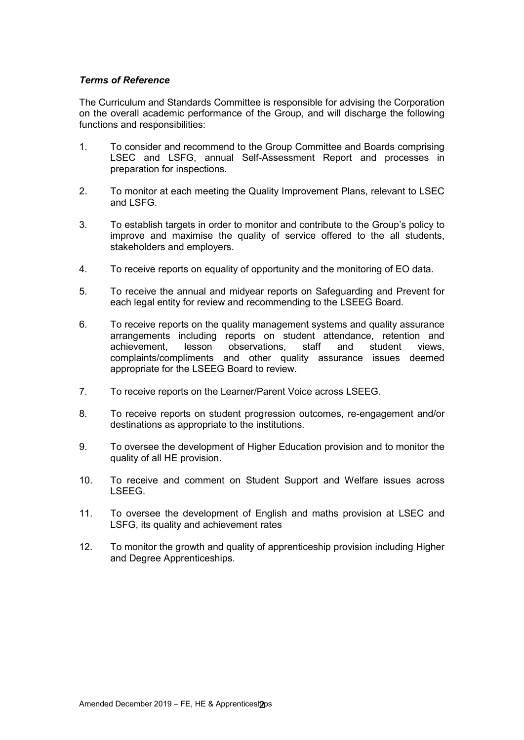***Terms of Reference***

The Curriculum and Standards Committee is responsible for advising the Corporation on the overall academic performance of the Group, and will discharge the following functions and responsibilities:

1. To consider and recommend to the Group Committee and Boards comprising LSEC and LSFG, annual Self-Assessment Report and processes in preparation for inspections.

2. To monitor at each meeting the Quality Improvement Plans, relevant to LSEC and LSFG.

3. To establish targets in order to monitor and contribute to the Group's policy to improve and maximise the quality of service offered to the all students, stakeholders and employers.

4. To receive reports on equality of opportunity and the monitoring of EO data.

5. To receive the annual and midyear reports on Safeguarding and Prevent for each legal entity for review and recommending to the LSEEG Board.

6. To receive reports on the quality management systems and quality assurance arrangements including reports on student attendance, retention and achievement, lesson observations, staff and student views, complaints/compliments and other quality assurance issues deemed appropriate for the LSEEG Board to review.

7. To receive reports on the Learner/Parent Voice across LSEEG.

8. To receive reports on student progression outcomes, re-engagement and/or destinations as appropriate to the institutions.

9. To oversee the development of Higher Education provision and to monitor the quality of all HE provision.

10. To receive and comment on Student Support and Welfare issues across LSEEG.

11. To oversee the development of English and maths provision at LSEC and LSFG, its quality and achievement rates

12. To monitor the growth and quality of apprenticeship provision including Higher and Degree Apprenticeships.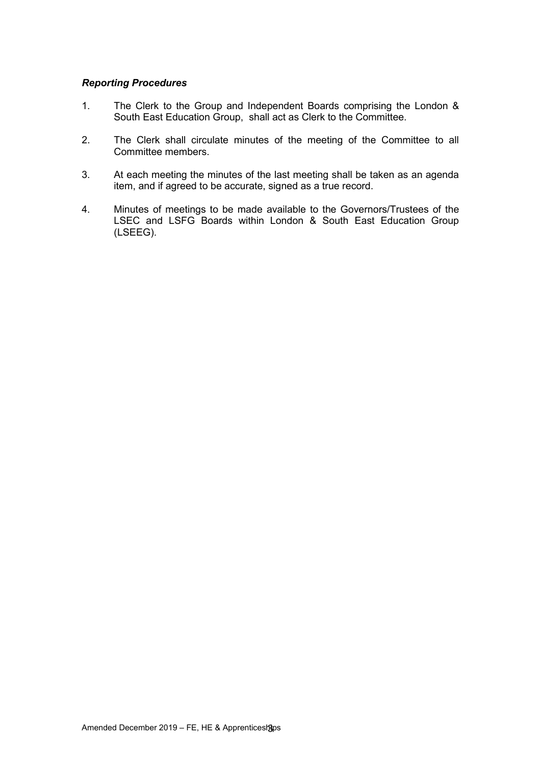***Reporting Procedures***

1. The Clerk to the Group and Independent Boards comprising the London & South East Education Group, shall act as Clerk to the Committee.

2. The Clerk shall circulate minutes of the meeting of the Committee to all Committee members.

3. At each meeting the minutes of the last meeting shall be taken as an agenda item, and if agreed to be accurate, signed as a true record.

4. Minutes of meetings to be made available to the Governors/Trustees of the LSEC and LSFG Boards within London & South East Education Group (LSEEG).